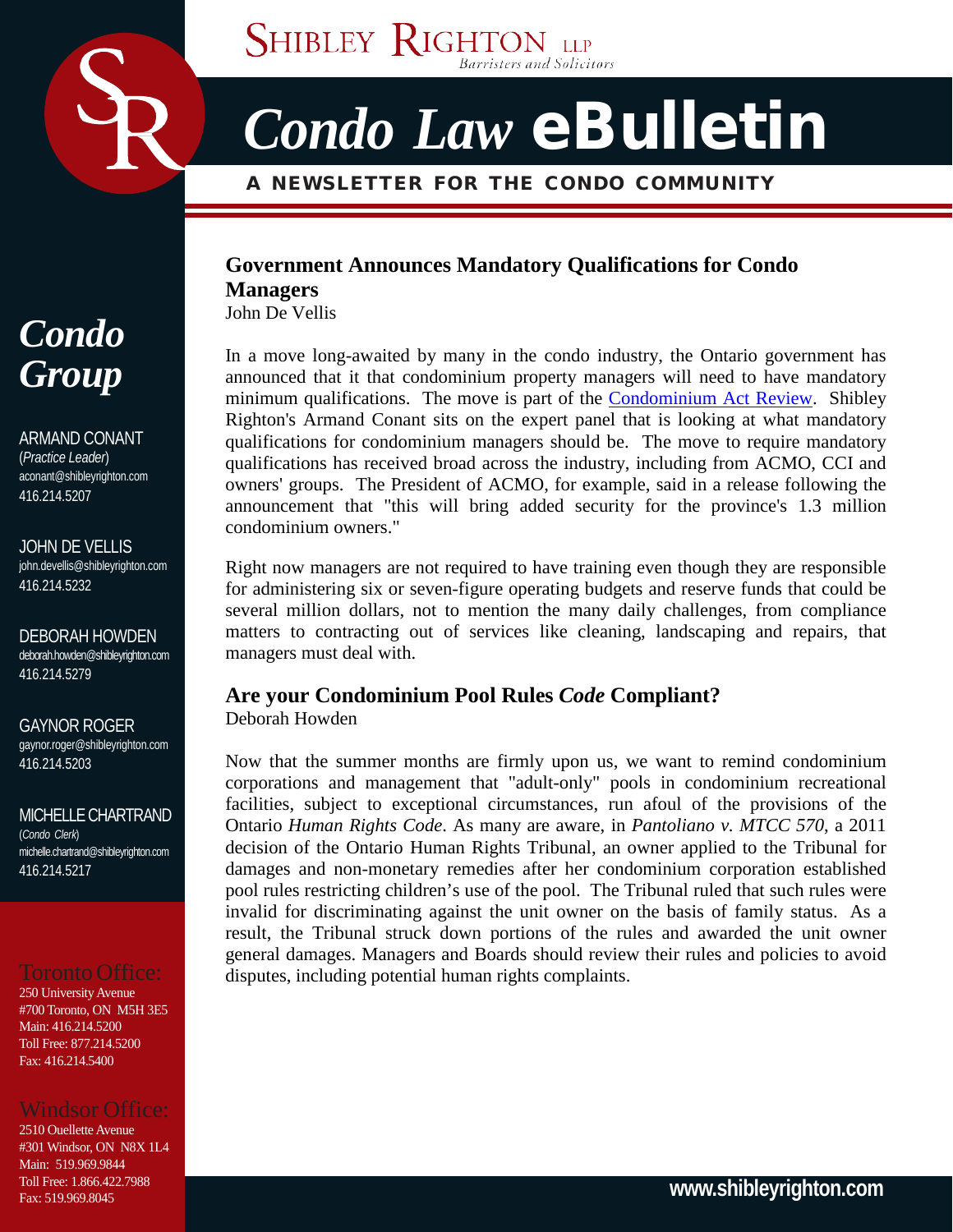# Shibley Righton LLP

*Barristers and Solicitors*

# *Condo Law* eBulletin

**A NEWSLETTER FOR THE CONDO COMMUNITY**

## Government Announces Mandatory Qualifications for Condo Managers

John De Vellis

In a move long-awaited by many in the condo industry, the Ontario government has announced that it that condominium property managers will need to have mandatory minimum qualifications. The move is part of the [Condominium Act Review](). Shibley Righton's Armand Conant sits on the expert panel that is looking at what mandatory qualifications for condominium managers should be. The move to require mandatory qualifications has received broad across the industry, including from ACMO, CCI and owners' groups. The President of ACMO, for example, said in a release following the announcement that "this will bring added security for the province's 1.3 million condominium owners."

Right now managers are not required to have training even though they are responsible for administering six or seven-figure operating budgets and reserve funds that could be several million dollars, not to mention the many daily challenges, from compliance matters to contracting out of services like cleaning, landscaping and repairs, that managers must deal with.

## Are your Condominium Pool Rules *Code* Compliant?

Deborah Howden

Now that the summer months are firmly upon us, we want to remind condominium corporations and management that "adult-only" pools in condominium recreational facilities, subject to exceptional circumstances, run afoul of the provisions of the Ontario *Human Rights Code*. As many are aware, in *Pantoliano v. MTCC 570*, a 2011 decision of the Ontario Human Rights Tribunal, an owner applied to the Tribunal for damages and non-monetary remedies after her condominium corporation established pool rules restricting children's use of the pool. The Tribunal ruled that such rules were invalid for discriminating against the unit owner on the basis of family status. As a result, the Tribunal struck down portions of the rules and awarded the unit owner general damages. Managers and Boards should review their rules and policies to avoid disputes, including potential human rights complaints.

---

## *Condo Group*

ARMAND CONANT
(*Practice Leader*)
aconant@shibleyrighton.com
416.214.5207

JOHN DE VELLIS
john.devellis@shibleyrighton.com
416.214.5232

DEBORAH HOWDEN
deborah.howden@shibleyrighton.com
416.214.5279

GAYNOR ROGER
gaynor.roger@shibleyrighton.com
416.214.5203

MICHELLE CHARTRAND
(*Condo Clerk*)
michelle.chartrand@shibleyrighton.com
416.214.5217

### Toronto Office:

250 University Avenue
#700 Toronto, ON M5H 3E5
Main: 416.214.5200
Toll Free: 877.214.5200
Fax: 416.214.5400

### Windsor Office:

2510 Ouellette Avenue
#301 Windsor, ON N8X 1L4
Main: 519.969.9844
Toll Free: 1.866.422.7988
Fax: 519.969.8045

www.shibleyrighton.com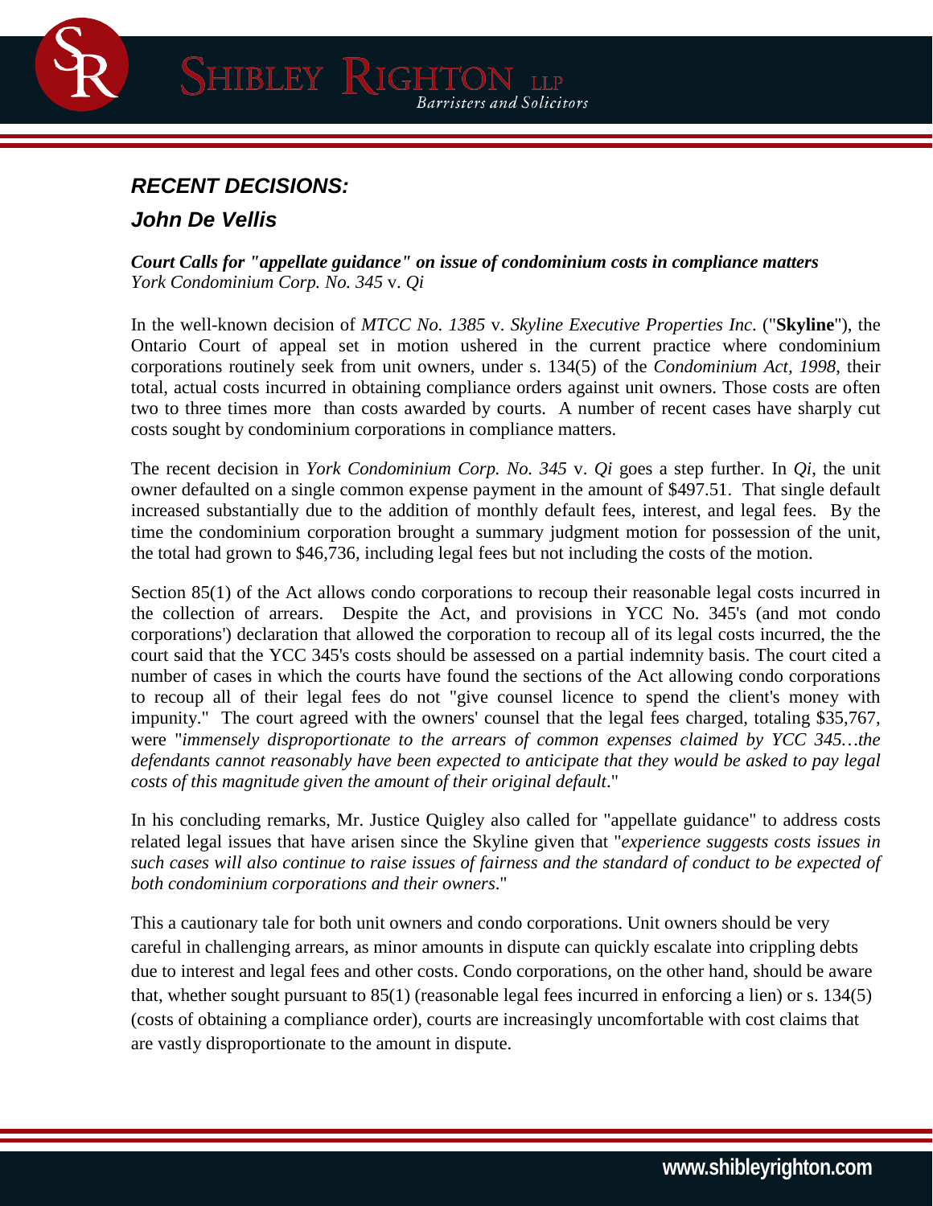## *RECENT DECISIONS:*

## *John De Vellis*

***Court Calls for "appellate guidance" on issue of condominium costs in compliance matters***
*York Condominium Corp. No. 345* v. *Qi*

In the well-known decision of *MTCC No. 1385* v. *Skyline Executive Properties Inc*. ("**Skyline**"), the Ontario Court of appeal set in motion ushered in the current practice where condominium corporations routinely seek from unit owners, under s. 134(5) of the *Condominium Act, 1998*, their total, actual costs incurred in obtaining compliance orders against unit owners. Those costs are often two to three times more than costs awarded by courts. A number of recent cases have sharply cut costs sought by condominium corporations in compliance matters.

The recent decision in *York Condominium Corp. No. 345* v. *Qi* goes a step further. In *Qi*, the unit owner defaulted on a single common expense payment in the amount of $497.51. That single default increased substantially due to the addition of monthly default fees, interest, and legal fees. By the time the condominium corporation brought a summary judgment motion for possession of the unit, the total had grown to $46,736, including legal fees but not including the costs of the motion.

Section 85(1) of the Act allows condo corporations to recoup their reasonable legal costs incurred in the collection of arrears. Despite the Act, and provisions in YCC No. 345's (and mot condo corporations') declaration that allowed the corporation to recoup all of its legal costs incurred, the the court said that the YCC 345's costs should be assessed on a partial indemnity basis. The court cited a number of cases in which the courts have found the sections of the Act allowing condo corporations to recoup all of their legal fees do not "give counsel licence to spend the client's money with impunity." The court agreed with the owners' counsel that the legal fees charged, totaling $35,767, were "*immensely disproportionate to the arrears of common expenses claimed by YCC 345…the defendants cannot reasonably have been expected to anticipate that they would be asked to pay legal costs of this magnitude given the amount of their original default*."

In his concluding remarks, Mr. Justice Quigley also called for "appellate guidance" to address costs related legal issues that have arisen since the Skyline given that "*experience suggests costs issues in such cases will also continue to raise issues of fairness and the standard of conduct to be expected of both condominium corporations and their owners*."

This a cautionary tale for both unit owners and condo corporations. Unit owners should be very careful in challenging arrears, as minor amounts in dispute can quickly escalate into crippling debts due to interest and legal fees and other costs. Condo corporations, on the other hand, should be aware that, whether sought pursuant to 85(1) (reasonable legal fees incurred in enforcing a lien) or s. 134(5) (costs of obtaining a compliance order), courts are increasingly uncomfortable with cost claims that are vastly disproportionate to the amount in dispute.